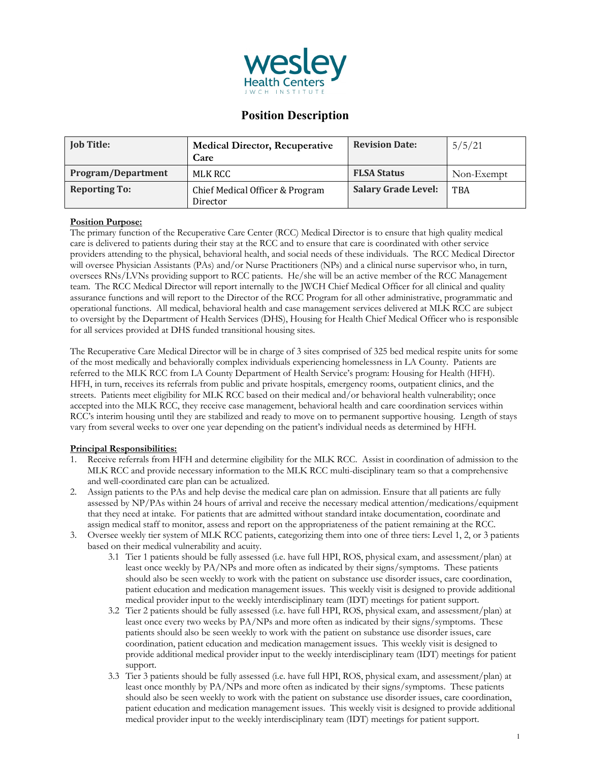wesley Health Centers
JWCH INSTITUTE

# Position Description

| Job Title: | Medical Director, Recuperative Care | Revision Date: | 5/5/21 |
|---|---|---|---|
| Program/Department | MLK RCC | FLSA Status | Non-Exempt |
| Reporting To: | Chief Medical Officer & Program Director | Salary Grade Level: | TBA |

**Position Purpose:**

The primary function of the Recuperative Care Center (RCC) Medical Director is to ensure that high quality medical care is delivered to patients during their stay at the RCC and to ensure that care is coordinated with other service providers attending to the physical, behavioral health, and social needs of these individuals. The RCC Medical Director will oversee Physician Assistants (PAs) and/or Nurse Practitioners (NPs) and a clinical nurse supervisor who, in turn, oversees RNs/LVNs providing support to RCC patients. He/she will be an active member of the RCC Management team. The RCC Medical Director will report internally to the JWCH Chief Medical Officer for all clinical and quality assurance functions and will report to the Director of the RCC Program for all other administrative, programmatic and operational functions. All medical, behavioral health and case management services delivered at MLK RCC are subject to oversight by the Department of Health Services (DHS), Housing for Health Chief Medical Officer who is responsible for all services provided at DHS funded transitional housing sites.

The Recuperative Care Medical Director will be in charge of 3 sites comprised of 325 bed medical respite units for some of the most medically and behaviorally complex individuals experiencing homelessness in LA County. Patients are referred to the MLK RCC from LA County Department of Health Service's program: Housing for Health (HFH). HFH, in turn, receives its referrals from public and private hospitals, emergency rooms, outpatient clinics, and the streets. Patients meet eligibility for MLK RCC based on their medical and/or behavioral health vulnerability; once accepted into the MLK RCC, they receive case management, behavioral health and care coordination services within RCC's interim housing until they are stabilized and ready to move on to permanent supportive housing. Length of stays vary from several weeks to over one year depending on the patient's individual needs as determined by HFH.

**Principal Responsibilities:**

1. Receive referrals from HFH and determine eligibility for the MLK RCC. Assist in coordination of admission to the MLK RCC and provide necessary information to the MLK RCC multi-disciplinary team so that a comprehensive and well-coordinated care plan can be actualized.
2. Assign patients to the PAs and help devise the medical care plan on admission. Ensure that all patients are fully assessed by NP/PAs within 24 hours of arrival and receive the necessary medical attention/medications/equipment that they need at intake. For patients that are admitted without standard intake documentation, coordinate and assign medical staff to monitor, assess and report on the appropriateness of the patient remaining at the RCC.
3. Oversee weekly tier system of MLK RCC patients, categorizing them into one of three tiers: Level 1, 2, or 3 patients based on their medical vulnerability and acuity.
    - 3.1 Tier 1 patients should be fully assessed (i.e. have full HPI, ROS, physical exam, and assessment/plan) at least once weekly by PA/NPs and more often as indicated by their signs/symptoms. These patients should also be seen weekly to work with the patient on substance use disorder issues, care coordination, patient education and medication management issues. This weekly visit is designed to provide additional medical provider input to the weekly interdisciplinary team (IDT) meetings for patient support.
    - 3.2 Tier 2 patients should be fully assessed (i.e. have full HPI, ROS, physical exam, and assessment/plan) at least once every two weeks by PA/NPs and more often as indicated by their signs/symptoms. These patients should also be seen weekly to work with the patient on substance use disorder issues, care coordination, patient education and medication management issues. This weekly visit is designed to provide additional medical provider input to the weekly interdisciplinary team (IDT) meetings for patient support.
    - 3.3 Tier 3 patients should be fully assessed (i.e. have full HPI, ROS, physical exam, and assessment/plan) at least once monthly by PA/NPs and more often as indicated by their signs/symptoms. These patients should also be seen weekly to work with the patient on substance use disorder issues, care coordination, patient education and medication management issues. This weekly visit is designed to provide additional medical provider input to the weekly interdisciplinary team (IDT) meetings for patient support.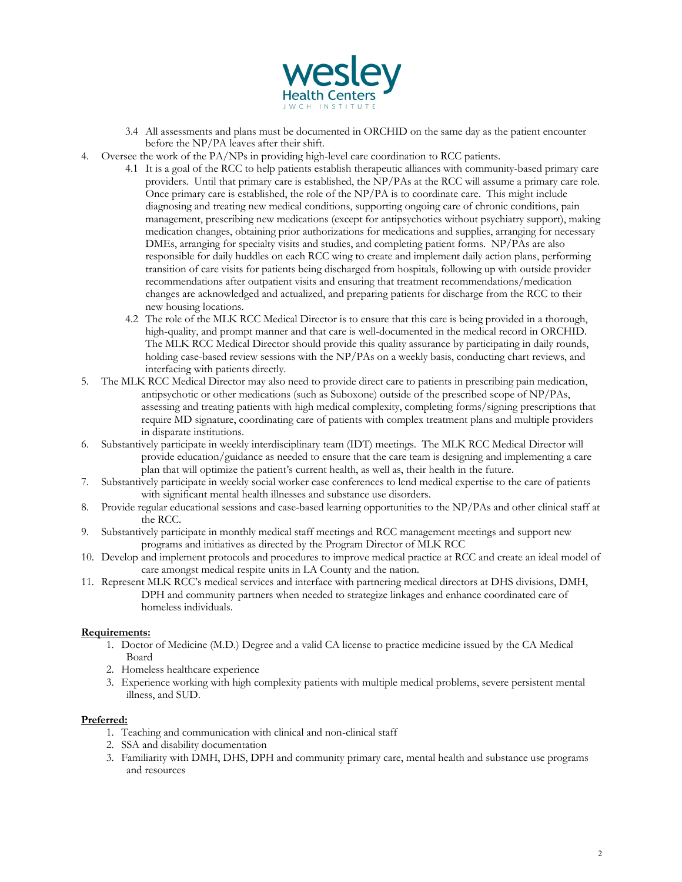3.4 All assessments and plans must be documented in ORCHID on the same day as the patient encounter before the NP/PA leaves after their shift.

4. Oversee the work of the PA/NPs in providing high-level care coordination to RCC patients.
   4.1 It is a goal of the RCC to help patients establish therapeutic alliances with community-based primary care providers. Until that primary care is established, the NP/PAs at the RCC will assume a primary care role. Once primary care is established, the role of the NP/PA is to coordinate care. This might include diagnosing and treating new medical conditions, supporting ongoing care of chronic conditions, pain management, prescribing new medications (except for antipsychotics without psychiatry support), making medication changes, obtaining prior authorizations for medications and supplies, arranging for necessary DMEs, arranging for specialty visits and studies, and completing patient forms. NP/PAs are also responsible for daily huddles on each RCC wing to create and implement daily action plans, performing transition of care visits for patients being discharged from hospitals, following up with outside provider recommendations after outpatient visits and ensuring that treatment recommendations/medication changes are acknowledged and actualized, and preparing patients for discharge from the RCC to their new housing locations.
   4.2 The role of the MLK RCC Medical Director is to ensure that this care is being provided in a thorough, high-quality, and prompt manner and that care is well-documented in the medical record in ORCHID. The MLK RCC Medical Director should provide this quality assurance by participating in daily rounds, holding case-based review sessions with the NP/PAs on a weekly basis, conducting chart reviews, and interfacing with patients directly.
5. The MLK RCC Medical Director may also need to provide direct care to patients in prescribing pain medication, antipsychotic or other medications (such as Suboxone) outside of the prescribed scope of NP/PAs, assessing and treating patients with high medical complexity, completing forms/signing prescriptions that require MD signature, coordinating care of patients with complex treatment plans and multiple providers in disparate institutions.
6. Substantively participate in weekly interdisciplinary team (IDT) meetings. The MLK RCC Medical Director will provide education/guidance as needed to ensure that the care team is designing and implementing a care plan that will optimize the patient's current health, as well as, their health in the future.
7. Substantively participate in weekly social worker case conferences to lend medical expertise to the care of patients with significant mental health illnesses and substance use disorders.
8. Provide regular educational sessions and case-based learning opportunities to the NP/PAs and other clinical staff at the RCC.
9. Substantively participate in monthly medical staff meetings and RCC management meetings and support new programs and initiatives as directed by the Program Director of MLK RCC
10. Develop and implement protocols and procedures to improve medical practice at RCC and create an ideal model of care amongst medical respite units in LA County and the nation.
11. Represent MLK RCC's medical services and interface with partnering medical directors at DHS divisions, DMH, DPH and community partners when needed to strategize linkages and enhance coordinated care of homeless individuals.

**Requirements:**

1. Doctor of Medicine (M.D.) Degree and a valid CA license to practice medicine issued by the CA Medical Board
2. Homeless healthcare experience
3. Experience working with high complexity patients with multiple medical problems, severe persistent mental illness, and SUD.

**Preferred:**

1. Teaching and communication with clinical and non-clinical staff
2. SSA and disability documentation
3. Familiarity with DMH, DHS, DPH and community primary care, mental health and substance use programs and resources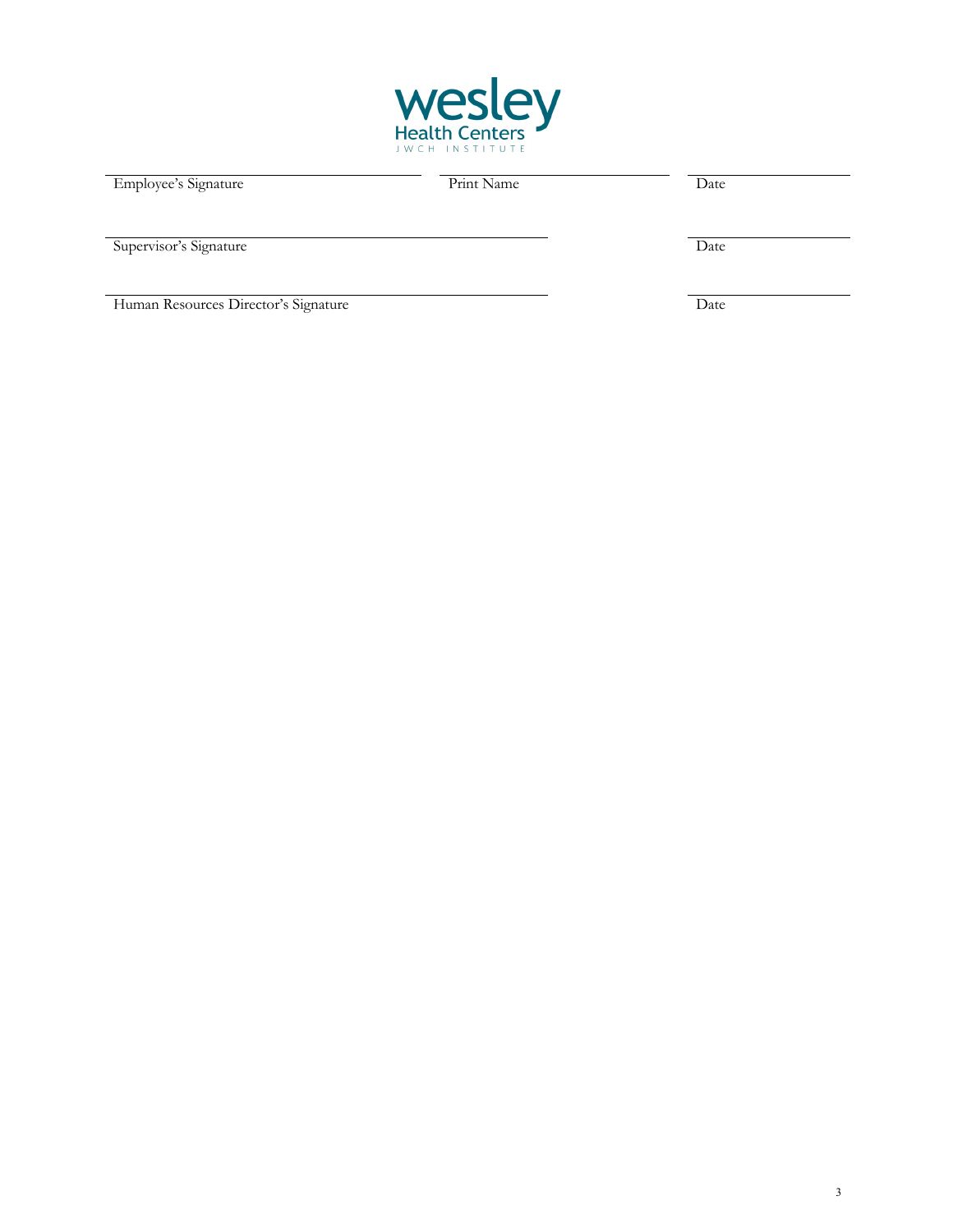wesley
Health Centers
JWCH INSTITUTE

| | | |
|---|---|---|
| Employee's Signature | Print Name | Date |
| Supervisor's Signature | | Date |
| Human Resources Director's Signature | | Date |